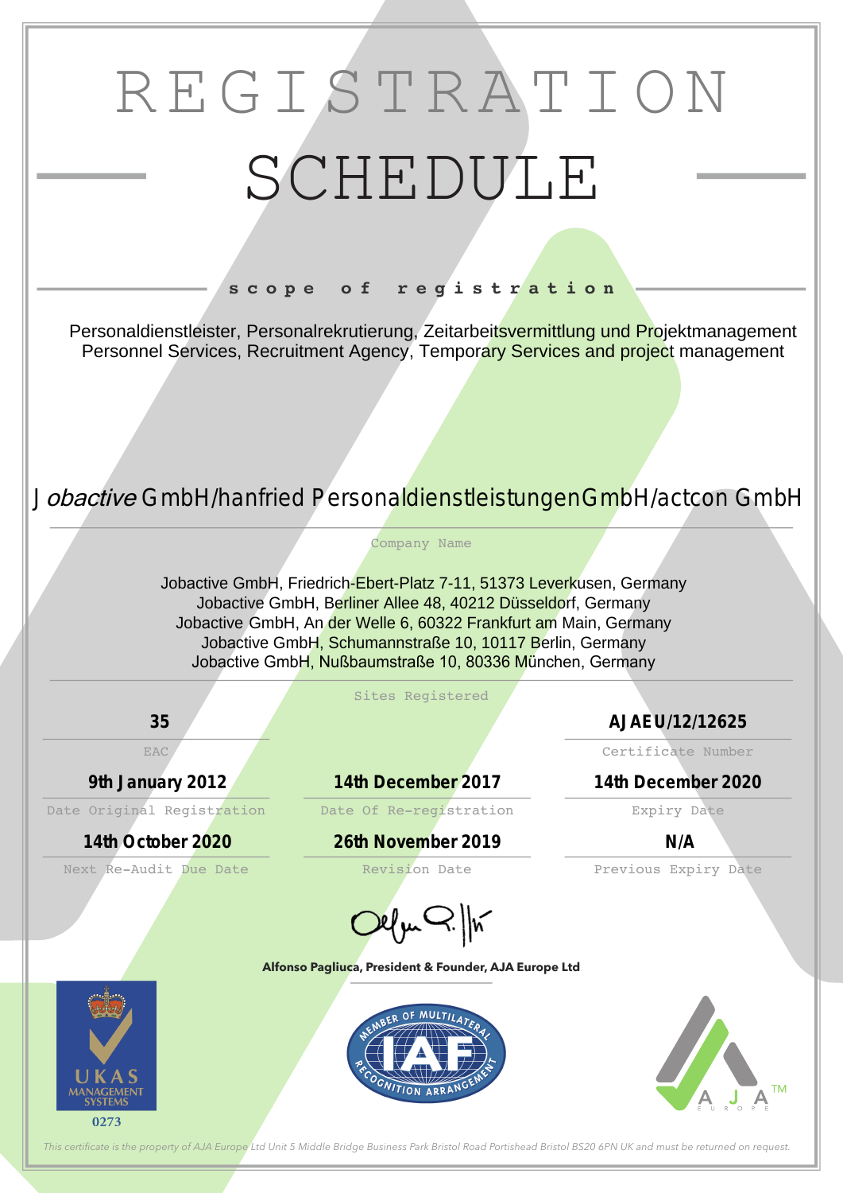# REGISTRATION SCHEDULE

## scope of registration

Personaldienstleister, Personalrekrutierung, Zeitarbeitsvermittlung und Projektmanagement
Personnel Services, Recruitment Agency, Temporary Services and project management

Jobactive GmbH/hanfried PersonaldienstleistungenGmbH/actcon GmbH

Company Name

Jobactive GmbH, Friedrich-Ebert-Platz 7-11, 51373 Leverkusen, Germany
Jobactive GmbH, Berliner Allee 48, 40212 Düsseldorf, Germany
Jobactive GmbH, An der Welle 6, 60322 Frankfurt am Main, Germany
Jobactive GmbH, Schumannstraße 10, 10117 Berlin, Germany
Jobactive GmbH, Nußbaumstraße 10, 80336 München, Germany

Sites Registered

**35**
EAC

**AJAEU/12/12625**
Certificate Number

**9th January 2012**
Date Original Registration

**14th December 2017**
Date Of Re-registration

**14th December 2020**
Expiry Date

**14th October 2020**
Next Re-Audit Due Date

**26th November 2019**
Revision Date

**N/A**
Previous Expiry Date

**Alfonso Pagliuca, President & Founder, AJA Europe Ltd**

UKAS MANAGEMENT SYSTEMS
0273

MEMBER OF MULTILATERAL RECOGNITION ARRANGEMENT IAF

AJA EUROPE™

*This certificate is the property of AJA Europe Ltd Unit 5 Middle Bridge Business Park Bristol Road Portishead Bristol BS20 6PN UK and must be returned on request.*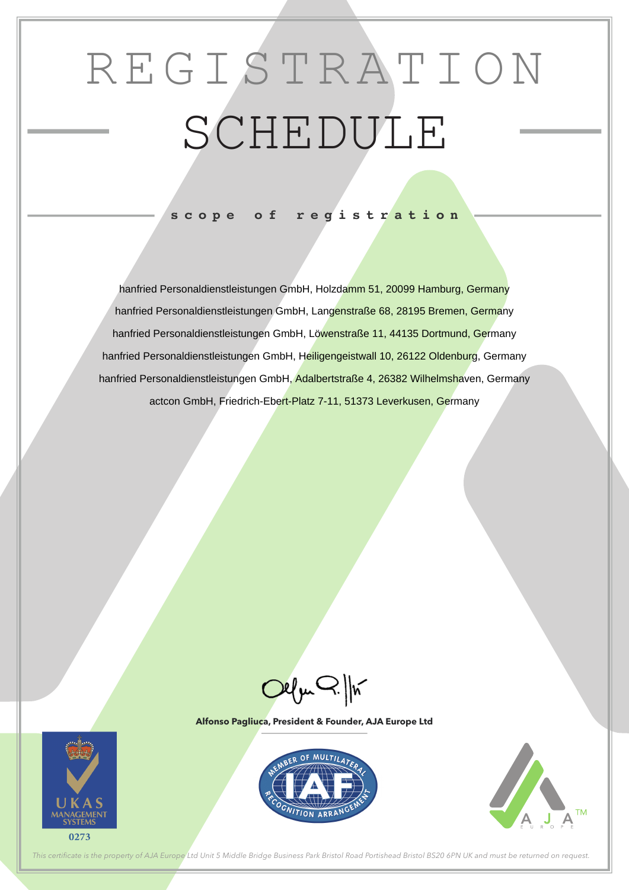# REGISTRATION SCHEDULE

## scope of registration

hanfried Personaldienstleistungen GmbH, Holzdamm 51, 20099 Hamburg, Germany

hanfried Personaldienstleistungen GmbH, Langenstraße 68, 28195 Bremen, Germany

hanfried Personaldienstleistungen GmbH, Löwenstraße 11, 44135 Dortmund, Germany

hanfried Personaldienstleistungen GmbH, Heiligengeistwall 10, 26122 Oldenburg, Germany

hanfried Personaldienstleistungen GmbH, Adalbertstraße 4, 26382 Wilhelmshaven, Germany

actcon GmbH, Friedrich-Ebert-Platz 7-11, 51373 Leverkusen, Germany

**Alfonso Pagliuca, President & Founder, AJA Europe Ltd**

UKAS MANAGEMENT SYSTEMS

0273

MEMBER OF MULTILATERAL RECOGNITION ARRANGEMENT IAF

AJA EUROPE TM

*This certificate is the property of AJA Europe Ltd Unit 5 Middle Bridge Business Park Bristol Road Portishead Bristol BS20 6PN UK and must be returned on request.*